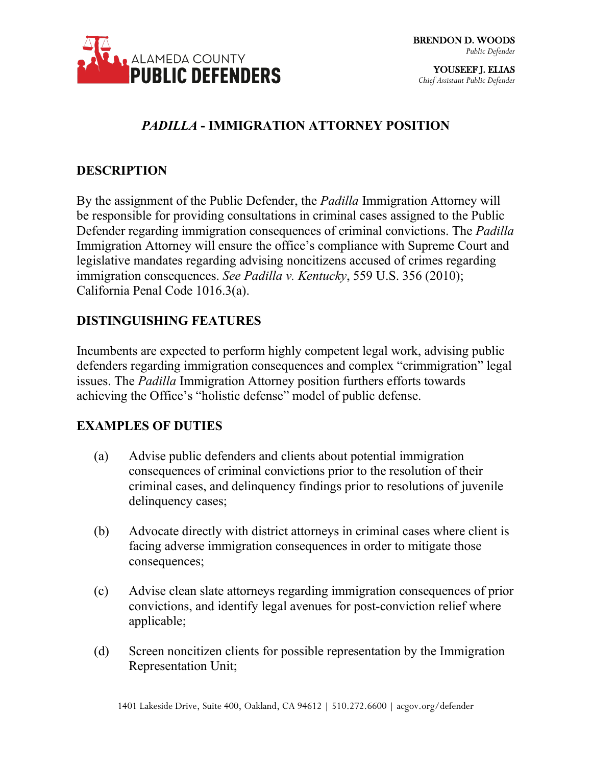ALAMEDA COUNTY
**PUBLIC DEFENDERS**

**BRENDON D. WOODS**
*Public Defender*

**YOUSEEF J. ELIAS**
*Chief Assistant Public Defender*

# *PADILLA* - IMMIGRATION ATTORNEY POSITION

## DESCRIPTION

By the assignment of the Public Defender, the *Padilla* Immigration Attorney will be responsible for providing consultations in criminal cases assigned to the Public Defender regarding immigration consequences of criminal convictions. The *Padilla* Immigration Attorney will ensure the office's compliance with Supreme Court and legislative mandates regarding advising noncitizens accused of crimes regarding immigration consequences. *See Padilla v. Kentucky*, 559 U.S. 356 (2010); California Penal Code 1016.3(a).

## DISTINGUISHING FEATURES

Incumbents are expected to perform highly competent legal work, advising public defenders regarding immigration consequences and complex "crimmigration" legal issues. The *Padilla* Immigration Attorney position furthers efforts towards achieving the Office's "holistic defense" model of public defense.

## EXAMPLES OF DUTIES

(a) Advise public defenders and clients about potential immigration consequences of criminal convictions prior to the resolution of their criminal cases, and delinquency findings prior to resolutions of juvenile delinquency cases;

(b) Advocate directly with district attorneys in criminal cases where client is facing adverse immigration consequences in order to mitigate those consequences;

(c) Advise clean slate attorneys regarding immigration consequences of prior convictions, and identify legal avenues for post-conviction relief where applicable;

(d) Screen noncitizen clients for possible representation by the Immigration Representation Unit;

1401 Lakeside Drive, Suite 400, Oakland, CA 94612 | 510.272.6600 | acgov.org/defender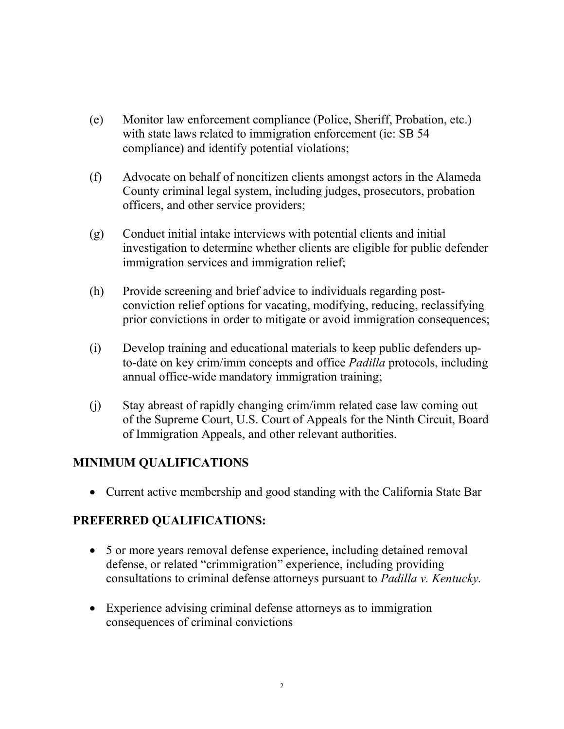(e) Monitor law enforcement compliance (Police, Sheriff, Probation, etc.) with state laws related to immigration enforcement (ie: SB 54 compliance) and identify potential violations;

(f) Advocate on behalf of noncitizen clients amongst actors in the Alameda County criminal legal system, including judges, prosecutors, probation officers, and other service providers;

(g) Conduct initial intake interviews with potential clients and initial investigation to determine whether clients are eligible for public defender immigration services and immigration relief;

(h) Provide screening and brief advice to individuals regarding post-conviction relief options for vacating, modifying, reducing, reclassifying prior convictions in order to mitigate or avoid immigration consequences;

(i) Develop training and educational materials to keep public defenders up-to-date on key crim/imm concepts and office *Padilla* protocols, including annual office-wide mandatory immigration training;

(j) Stay abreast of rapidly changing crim/imm related case law coming out of the Supreme Court, U.S. Court of Appeals for the Ninth Circuit, Board of Immigration Appeals, and other relevant authorities.

## MINIMUM QUALIFICATIONS

- Current active membership and good standing with the California State Bar

## PREFERRED QUALIFICATIONS:

- 5 or more years removal defense experience, including detained removal defense, or related "crimmigration" experience, including providing consultations to criminal defense attorneys pursuant to *Padilla v. Kentucky.*

- Experience advising criminal defense attorneys as to immigration consequences of criminal convictions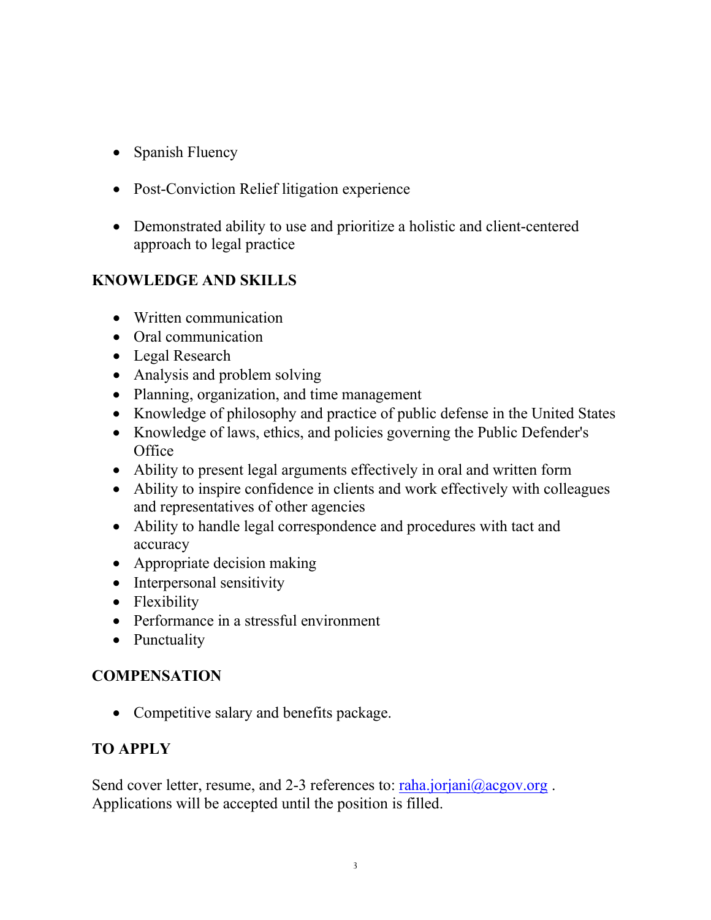- Spanish Fluency
- Post-Conviction Relief litigation experience
- Demonstrated ability to use and prioritize a holistic and client-centered approach to legal practice

## KNOWLEDGE AND SKILLS

- Written communication
- Oral communication
- Legal Research
- Analysis and problem solving
- Planning, organization, and time management
- Knowledge of philosophy and practice of public defense in the United States
- Knowledge of laws, ethics, and policies governing the Public Defender's Office
- Ability to present legal arguments effectively in oral and written form
- Ability to inspire confidence in clients and work effectively with colleagues and representatives of other agencies
- Ability to handle legal correspondence and procedures with tact and accuracy
- Appropriate decision making
- Interpersonal sensitivity
- Flexibility
- Performance in a stressful environment
- Punctuality

## COMPENSATION

- Competitive salary and benefits package.

## TO APPLY

Send cover letter, resume, and 2-3 references to: raha.jorjani@acgov.org .
Applications will be accepted until the position is filled.